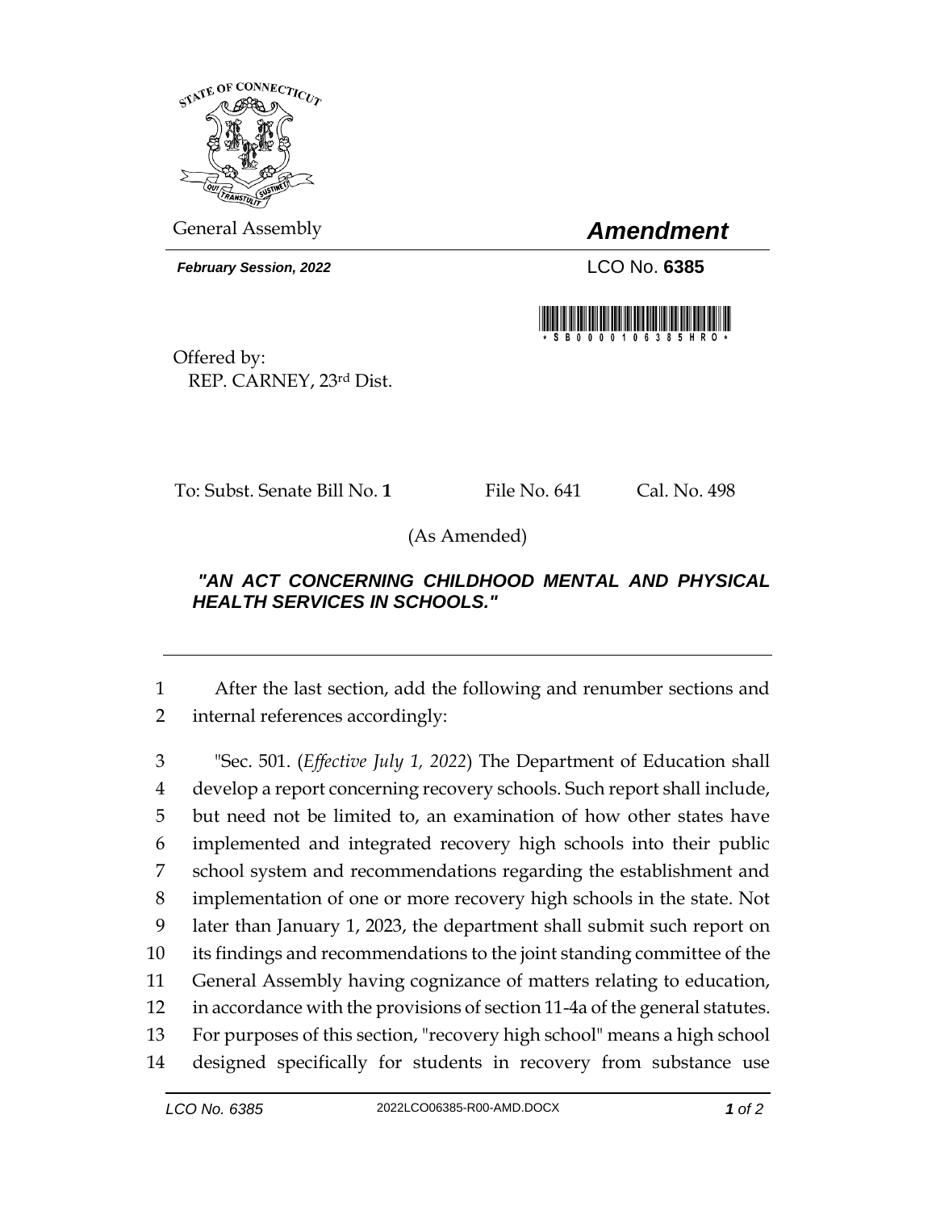General Assembly

# *Amendment*

***February Session, 2022***

LCO No. **6385**

Offered by:
REP. CARNEY, 23rd Dist.

To: Subst. Senate Bill No. **1** File No. 641 Cal. No. 498

(As Amended)

***"AN ACT CONCERNING CHILDHOOD MENTAL AND PHYSICAL HEALTH SERVICES IN SCHOOLS."***

1 After the last section, add the following and renumber sections and
2 internal references accordingly:

3 "Sec. 501. (*Effective July 1, 2022*) The Department of Education shall
4 develop a report concerning recovery schools. Such report shall include,
5 but need not be limited to, an examination of how other states have
6 implemented and integrated recovery high schools into their public
7 school system and recommendations regarding the establishment and
8 implementation of one or more recovery high schools in the state. Not
9 later than January 1, 2023, the department shall submit such report on
10 its findings and recommendations to the joint standing committee of the
11 General Assembly having cognizance of matters relating to education,
12 in accordance with the provisions of section 11-4a of the general statutes.
13 For purposes of this section, "recovery high school" means a high school
14 designed specifically for students in recovery from substance use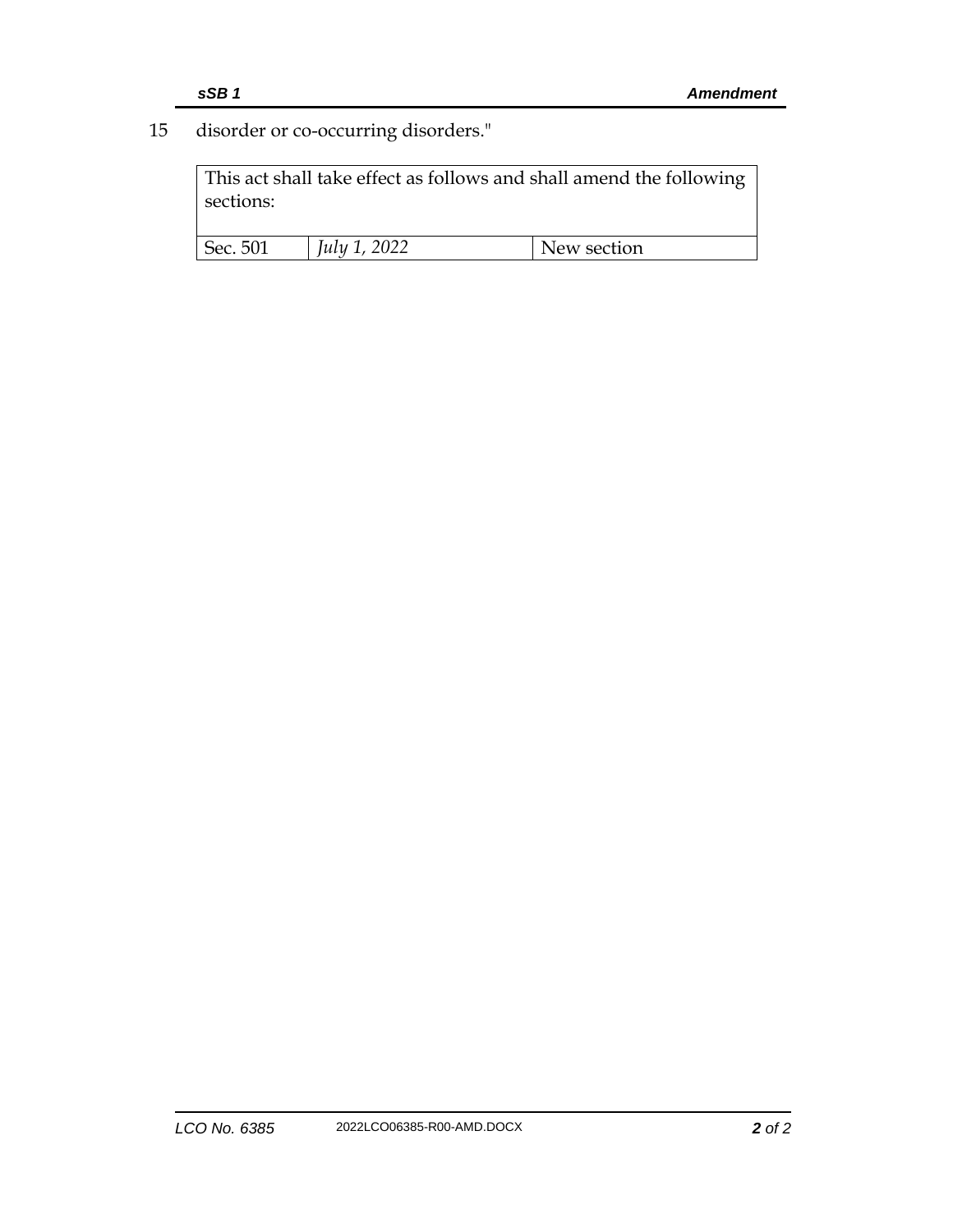15 disorder or co-occurring disorders."

| This act shall take effect as follows and shall amend the following sections: | | |
|---|---|---|
| Sec. 501 | *July 1, 2022* | New section |